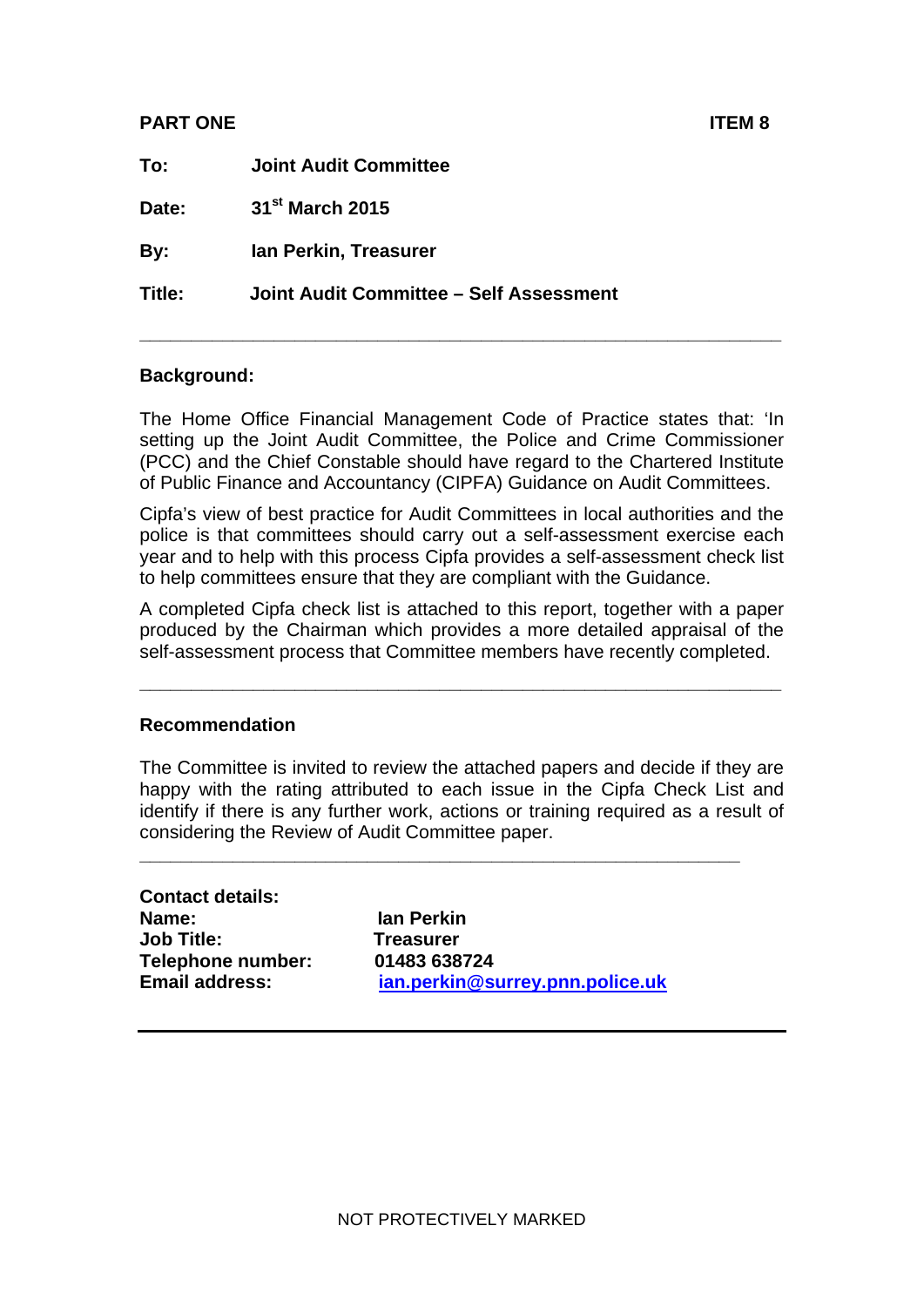**PART ONE** **ITEM 8**

| | |
|---|---|
| **To:** | **Joint Audit Committee** |
| **Date:** | **31st March 2015** |
| **By:** | **Ian Perkin, Treasurer** |
| **Title:** | **Joint Audit Committee – Self Assessment** |

---

## Background:

The Home Office Financial Management Code of Practice states that: 'In setting up the Joint Audit Committee, the Police and Crime Commissioner (PCC) and the Chief Constable should have regard to the Chartered Institute of Public Finance and Accountancy (CIPFA) Guidance on Audit Committees.

Cipfa's view of best practice for Audit Committees in local authorities and the police is that committees should carry out a self-assessment exercise each year and to help with this process Cipfa provides a self-assessment check list to help committees ensure that they are compliant with the Guidance.

A completed Cipfa check list is attached to this report, together with a paper produced by the Chairman which provides a more detailed appraisal of the self-assessment process that Committee members have recently completed.

---

## Recommendation

The Committee is invited to review the attached papers and decide if they are happy with the rating attributed to each issue in the Cipfa Check List and identify if there is any further work, actions or training required as a result of considering the Review of Audit Committee paper.

---

**Contact details:**

| | |
|---|---|
| **Name:** | **Ian Perkin** |
| **Job Title:** | **Treasurer** |
| **Telephone number:** | **01483 638724** |
| **Email address:** | **ian.perkin@surrey.pnn.police.uk** |

---

NOT PROTECTIVELY MARKED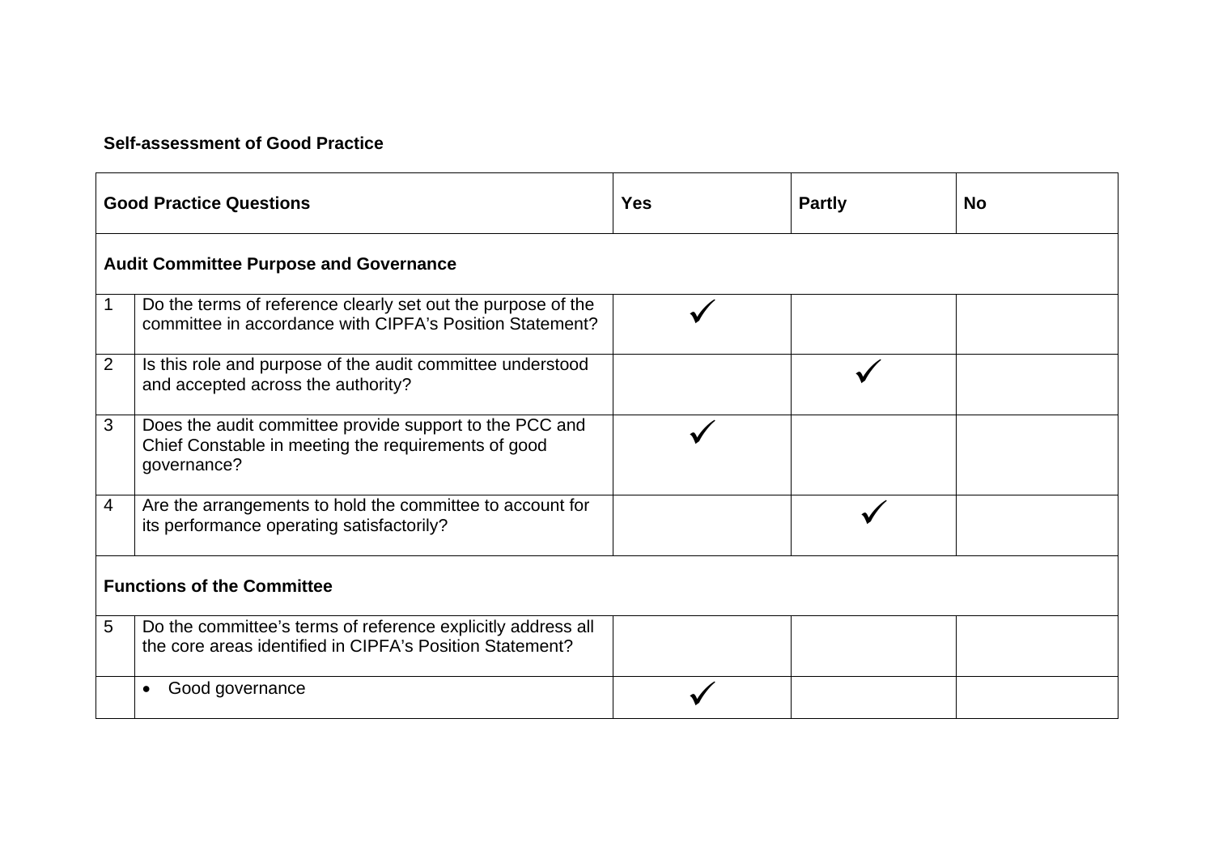**Self-assessment of Good Practice**

| | Good Practice Questions | Yes | Partly | No |
|---|---|---|---|---|
| **Audit Committee Purpose and Governance** | | | | |
| 1 | Do the terms of reference clearly set out the purpose of the committee in accordance with CIPFA's Position Statement? | ✓ | | |
| 2 | Is this role and purpose of the audit committee understood and accepted across the authority? | | ✓ | |
| 3 | Does the audit committee provide support to the PCC and Chief Constable in meeting the requirements of good governance? | ✓ | | |
| 4 | Are the arrangements to hold the committee to account for its performance operating satisfactorily? | | ✓ | |
| **Functions of the Committee** | | | | |
| 5 | Do the committee's terms of reference explicitly address all the core areas identified in CIPFA's Position Statement? | | | |
| | • Good governance | ✓ | | |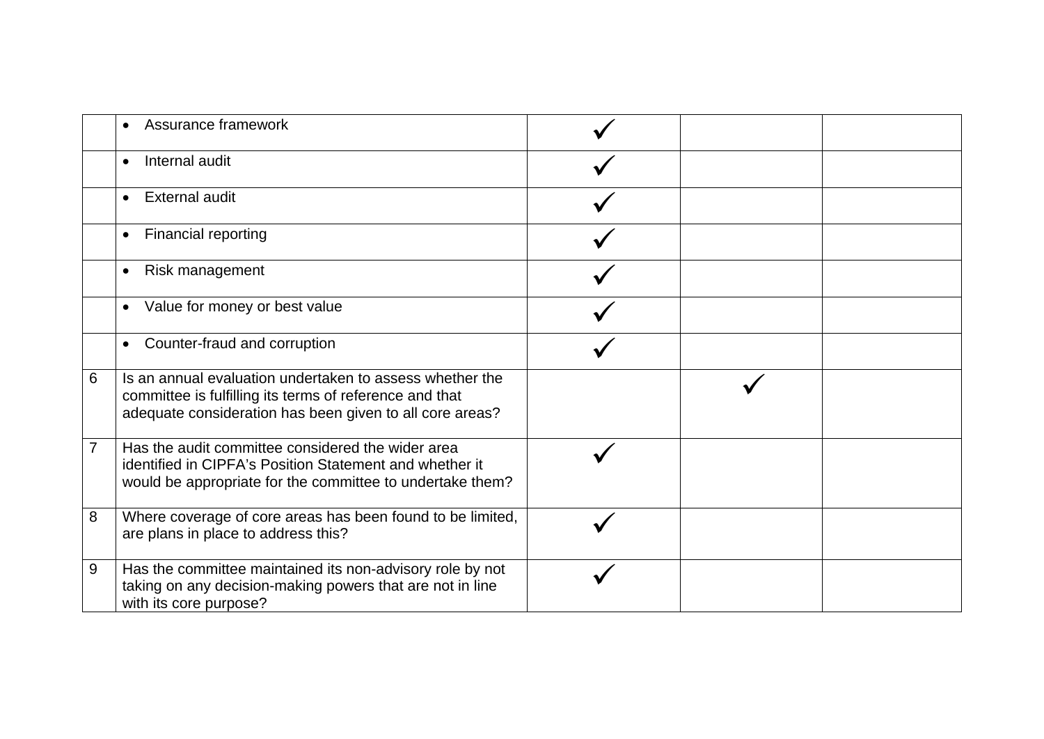| | | | | |
|---|---|---|---|---|
| | • Assurance framework | ✓ | | |
| | • Internal audit | ✓ | | |
| | • External audit | ✓ | | |
| | • Financial reporting | ✓ | | |
| | • Risk management | ✓ | | |
| | • Value for money or best value | ✓ | | |
| | • Counter-fraud and corruption | ✓ | | |
| 6 | Is an annual evaluation undertaken to assess whether the committee is fulfilling its terms of reference and that adequate consideration has been given to all core areas? | | ✓ | |
| 7 | Has the audit committee considered the wider area identified in CIPFA's Position Statement and whether it would be appropriate for the committee to undertake them? | ✓ | | |
| 8 | Where coverage of core areas has been found to be limited, are plans in place to address this? | ✓ | | |
| 9 | Has the committee maintained its non-advisory role by not taking on any decision-making powers that are not in line with its core purpose? | ✓ | | |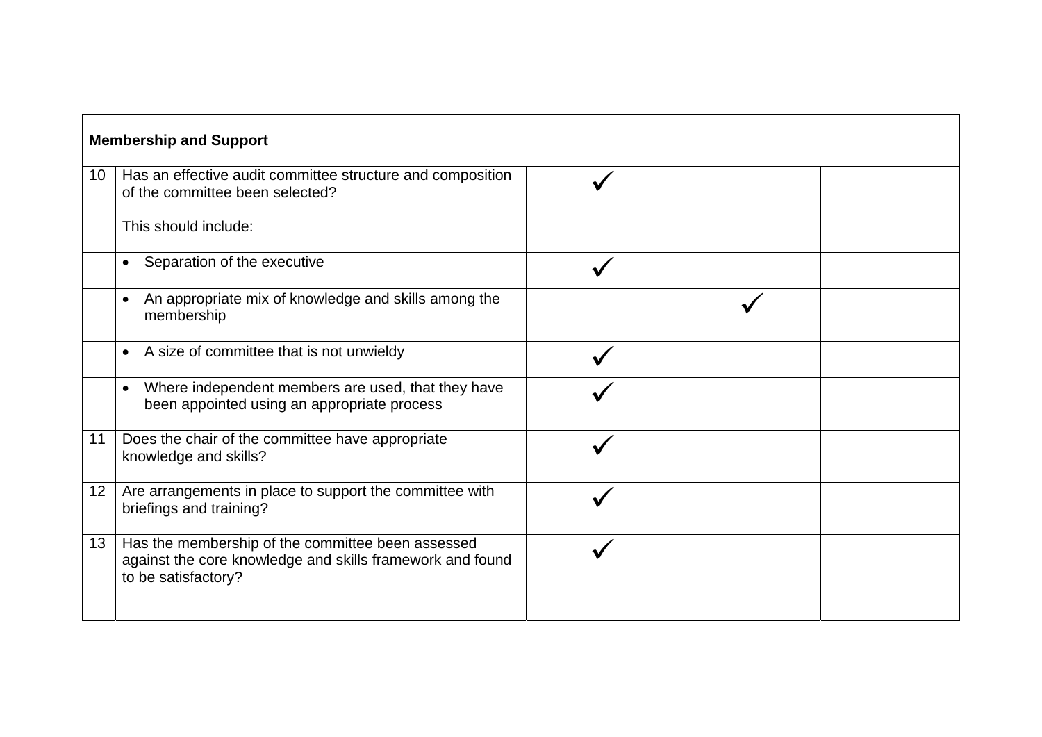| **Membership and Support** | | | | |
|---|---|---|---|---|
| 10 | Has an effective audit committee structure and composition of the committee been selected?<br><br>This should include: | ✓ | | |
| | • Separation of the executive | ✓ | | |
| | • An appropriate mix of knowledge and skills among the membership | | ✓ | |
| | • A size of committee that is not unwieldy | ✓ | | |
| | • Where independent members are used, that they have been appointed using an appropriate process | ✓ | | |
| 11 | Does the chair of the committee have appropriate knowledge and skills? | ✓ | | |
| 12 | Are arrangements in place to support the committee with briefings and training? | ✓ | | |
| 13 | Has the membership of the committee been assessed against the core knowledge and skills framework and found to be satisfactory? | ✓ | | |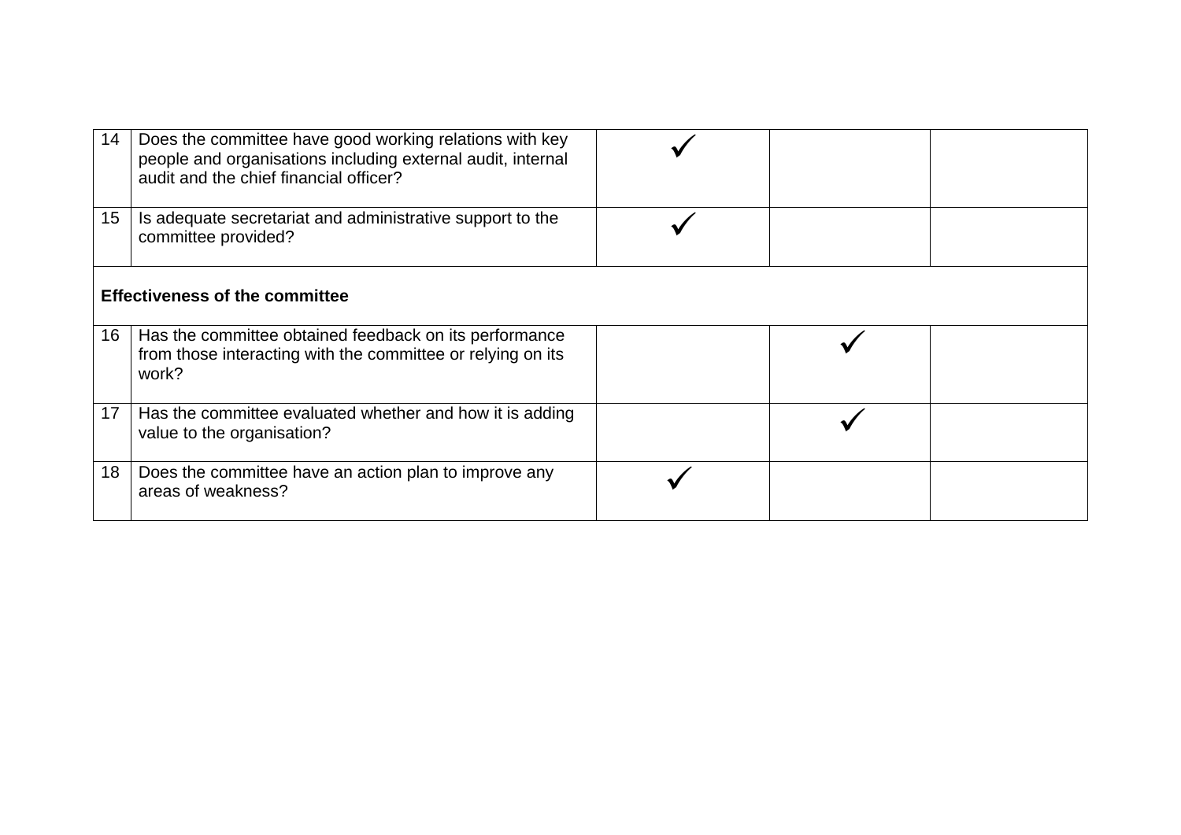| | | | | |
|---|---|---|---|---|
| 14 | Does the committee have good working relations with key people and organisations including external audit, internal audit and the chief financial officer? | ✓ | | |
| 15 | Is adequate secretariat and administrative support to the committee provided? | ✓ | | |
| **Effectiveness of the committee** | | | | |
| 16 | Has the committee obtained feedback on its performance from those interacting with the committee or relying on its work? | | ✓ | |
| 17 | Has the committee evaluated whether and how it is adding value to the organisation? | | ✓ | |
| 18 | Does the committee have an action plan to improve any areas of weakness? | ✓ | | |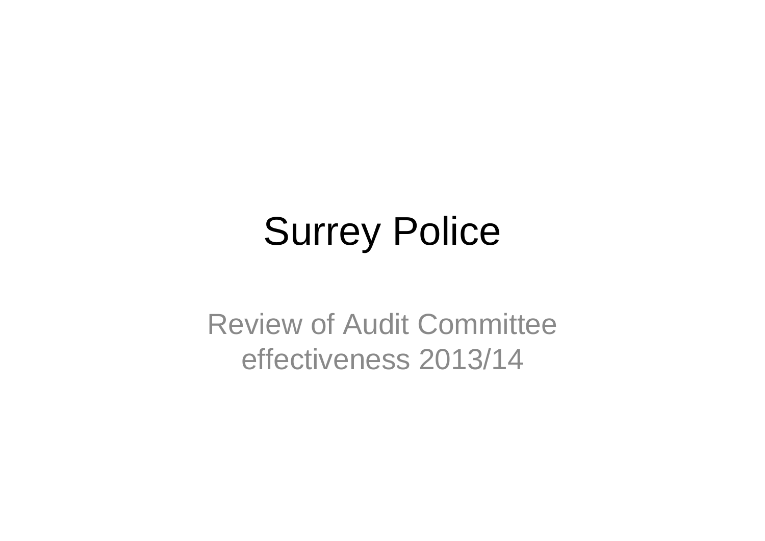# Surrey Police

Review of Audit Committee effectiveness 2013/14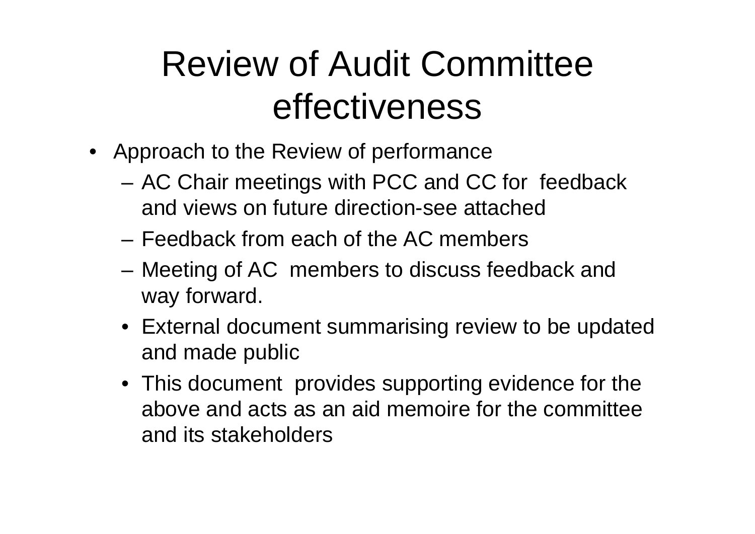# Review of Audit Committee effectiveness

- Approach to the Review of performance
  - AC Chair meetings with PCC and CC for feedback and views on future direction-see attached
  - Feedback from each of the AC members
  - Meeting of AC members to discuss feedback and way forward.
    - External document summarising review to be updated and made public
    - This document provides supporting evidence for the above and acts as an aid memoire for the committee and its stakeholders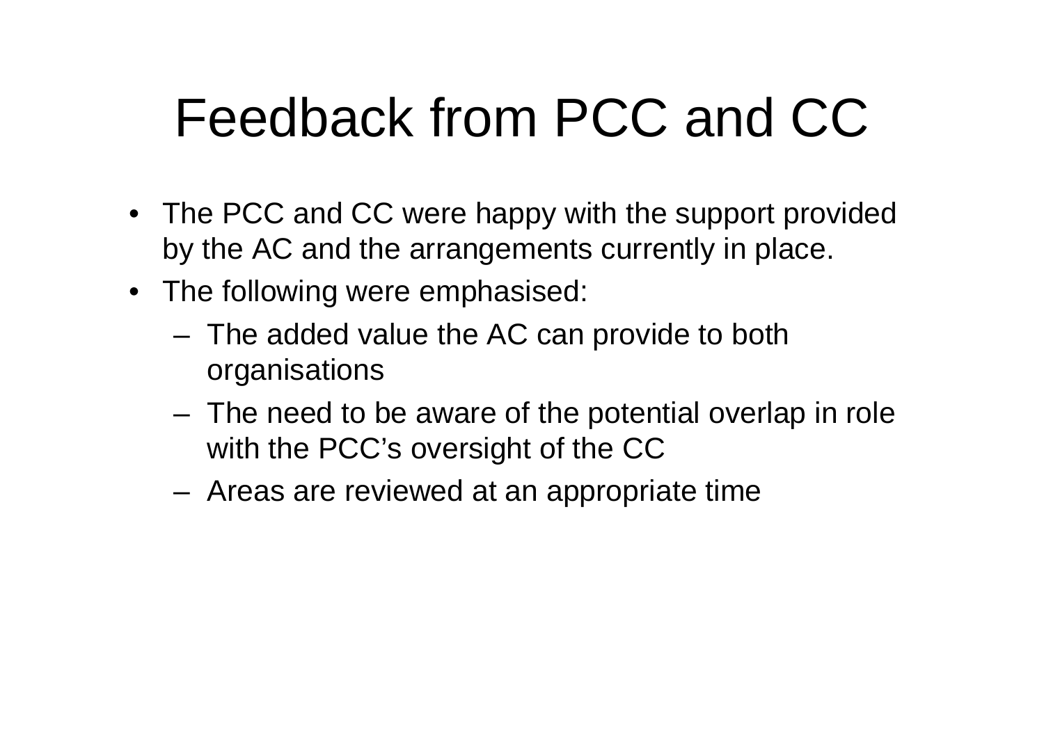# Feedback from PCC and CC

- The PCC and CC were happy with the support provided by the AC and the arrangements currently in place.
- The following were emphasised:
  - The added value the AC can provide to both organisations
  - The need to be aware of the potential overlap in role with the PCC's oversight of the CC
  - Areas are reviewed at an appropriate time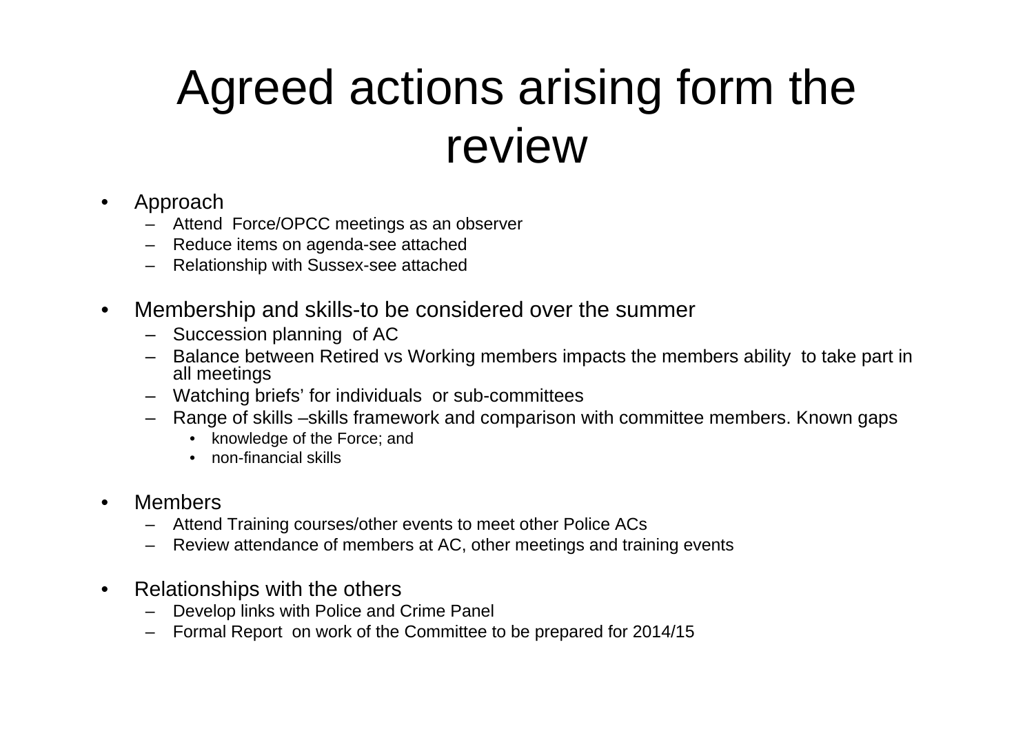# Agreed actions arising form the review

- Approach
  - Attend  Force/OPCC meetings as an observer
  - Reduce items on agenda-see attached
  - Relationship with Sussex-see attached

- Membership and skills-to be considered over the summer
  - Succession planning  of AC
  - Balance between Retired vs Working members impacts the members ability  to take part in all meetings
  - Watching briefs' for individuals  or sub-committees
  - Range of skills –skills framework and comparison with committee members. Known gaps
    - knowledge of the Force; and
    - non-financial skills

- Members
  - Attend Training courses/other events to meet other Police ACs
  - Review attendance of members at AC, other meetings and training events

- Relationships with the others
  - Develop links with Police and Crime Panel
  - Formal Report  on work of the Committee to be prepared for 2014/15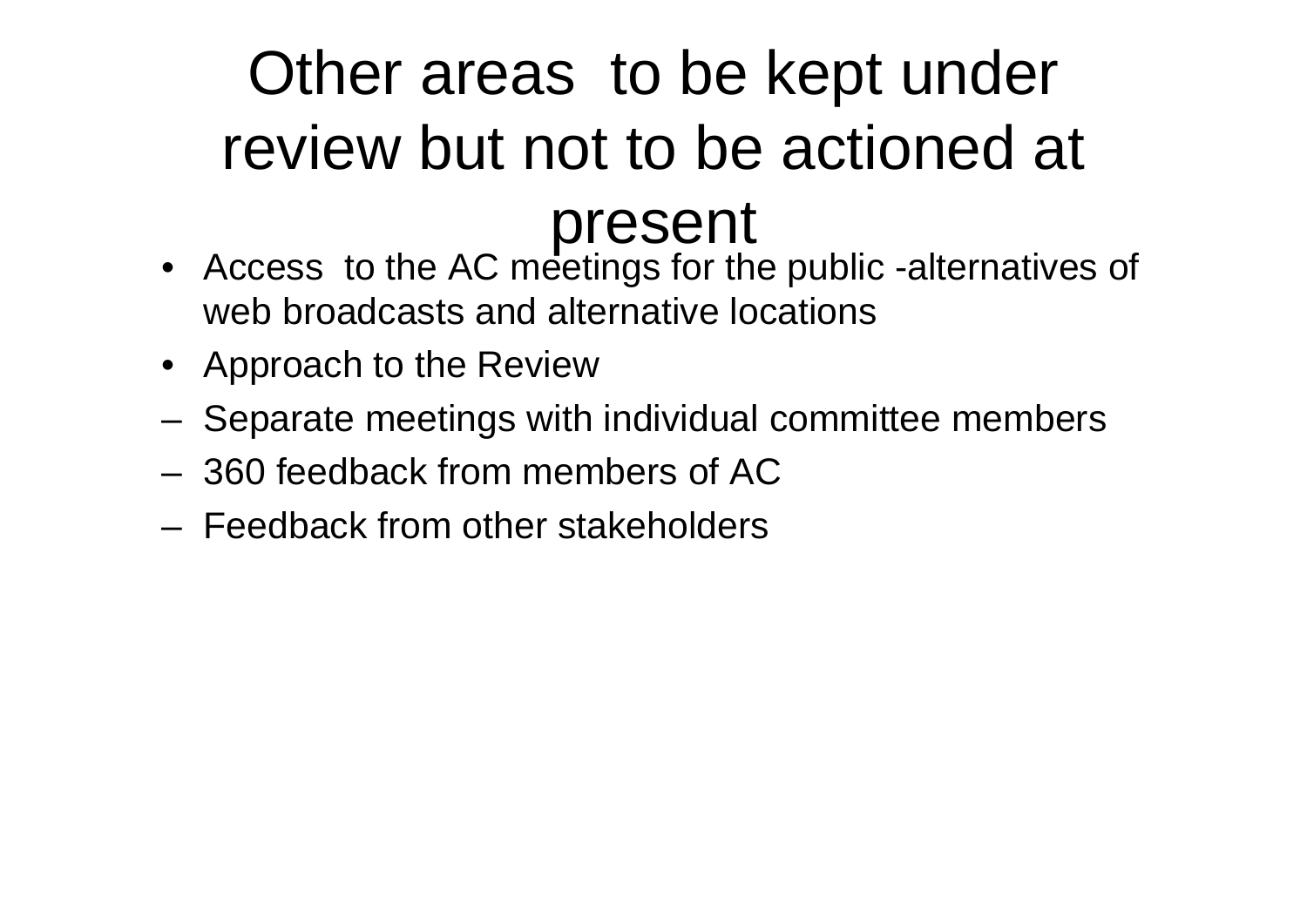# Other areas to be kept under review but not to be actioned at present

- Access to the AC meetings for the public -alternatives of web broadcasts and alternative locations
- Approach to the Review

– Separate meetings with individual committee members

– 360 feedback from members of AC

– Feedback from other stakeholders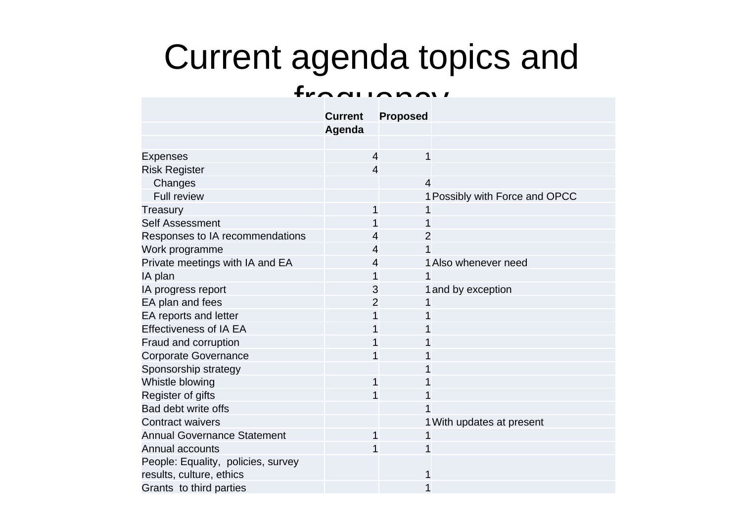# Current agenda topics and frequency

| | Current Agenda | Proposed | |
|---|---|---|---|
| | | | |
| Expenses | 4 | 1 | |
| Risk Register | 4 | | |
| Changes | | 4 | |
| Full review | | 1 | Possibly with Force and OPCC |
| Treasury | 1 | 1 | |
| Self Assessment | 1 | 1 | |
| Responses to IA recommendations | 4 | 2 | |
| Work programme | 4 | 1 | |
| Private meetings with IA and EA | 4 | 1 | Also whenever need |
| IA plan | 1 | 1 | |
| IA progress report | 3 | 1 | and by exception |
| EA plan and fees | 2 | 1 | |
| EA reports and letter | 1 | 1 | |
| Effectiveness of IA EA | 1 | 1 | |
| Fraud and corruption | 1 | 1 | |
| Corporate Governance | 1 | 1 | |
| Sponsorship strategy | | 1 | |
| Whistle blowing | 1 | 1 | |
| Register of gifts | 1 | 1 | |
| Bad debt write offs | | 1 | |
| Contract waivers | | 1 | With updates at present |
| Annual Governance Statement | 1 | 1 | |
| Annual accounts | 1 | 1 | |
| People: Equality, policies, survey results, culture, ethics | | 1 | |
| Grants to third parties | | 1 | |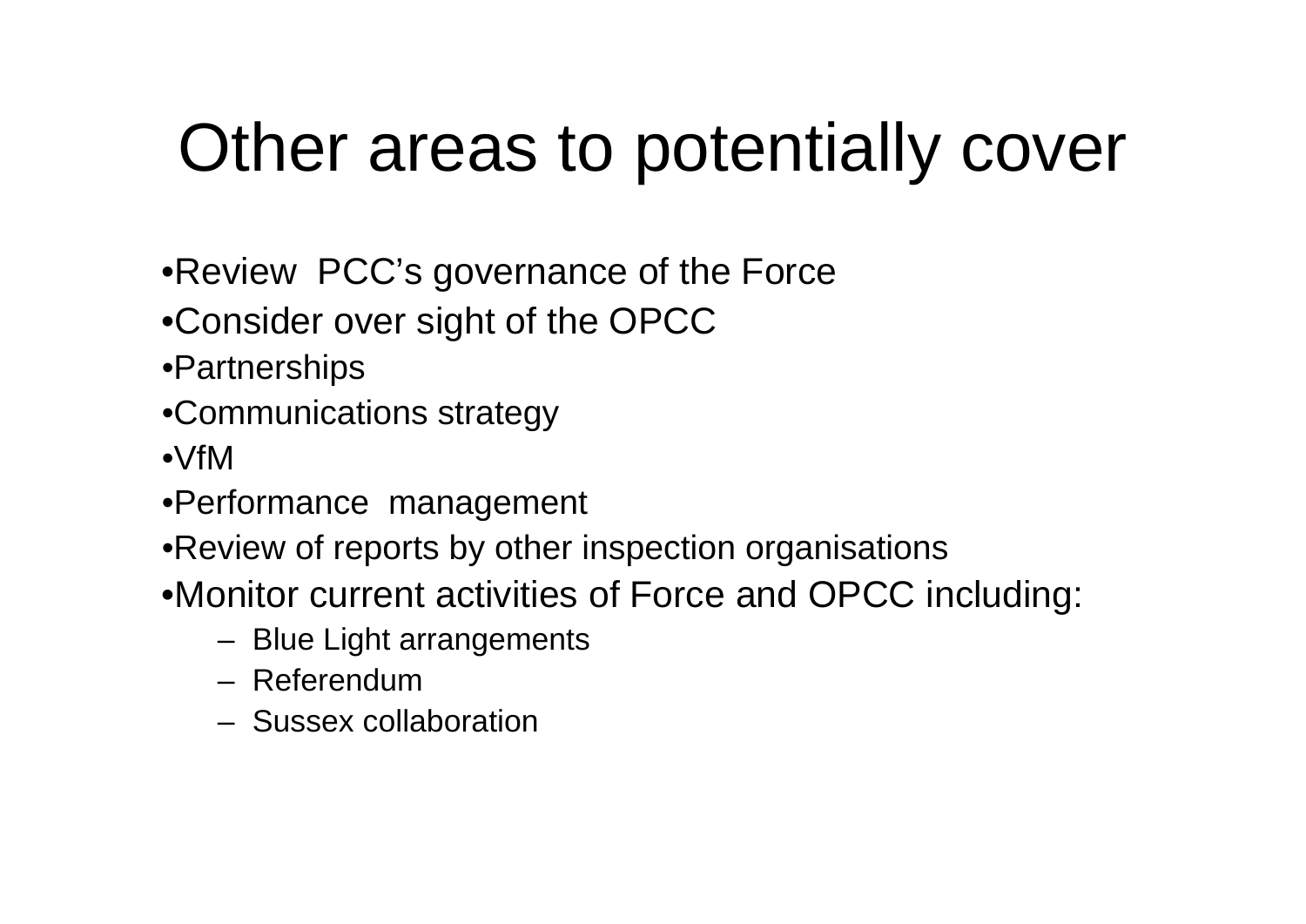# Other areas to potentially cover

- Review PCC's governance of the Force
- Consider over sight of the OPCC
- Partnerships
- Communications strategy
- VfM
- Performance management
- Review of reports by other inspection organisations
- Monitor current activities of Force and OPCC including:
  - Blue Light arrangements
  - Referendum
  - Sussex collaboration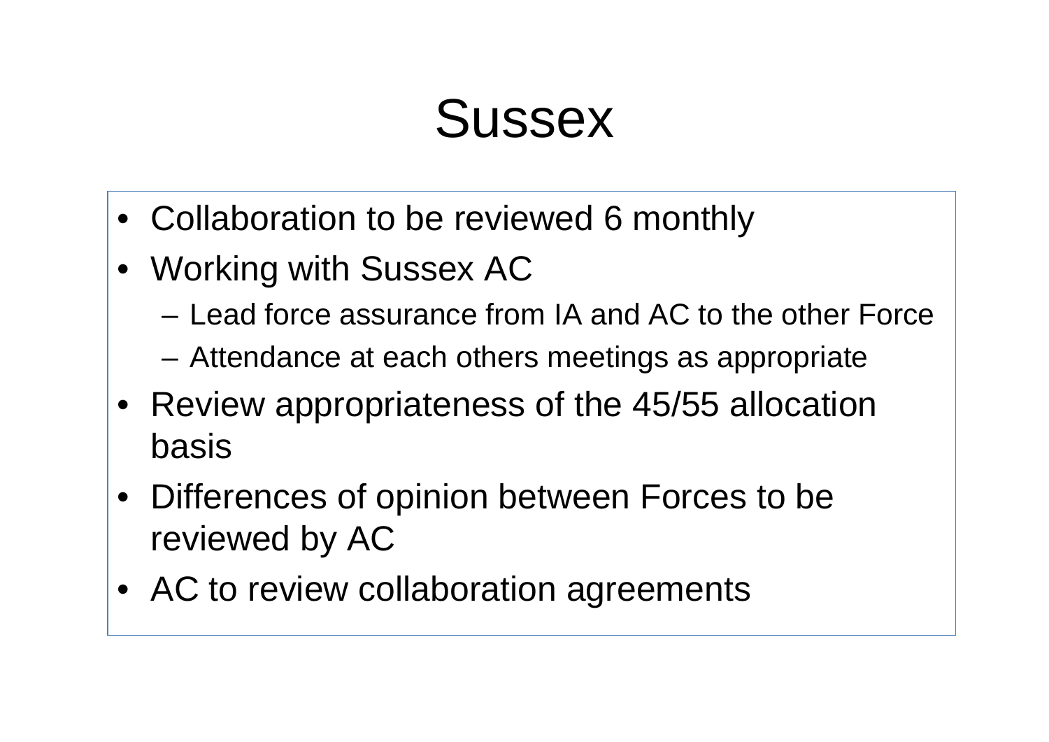# Sussex

- Collaboration to be reviewed 6 monthly
- Working with Sussex AC
  - Lead force assurance from IA and AC to the other Force
  - Attendance at each others meetings as appropriate
- Review appropriateness of the 45/55 allocation basis
- Differences of opinion between Forces to be reviewed by AC
- AC to review collaboration agreements